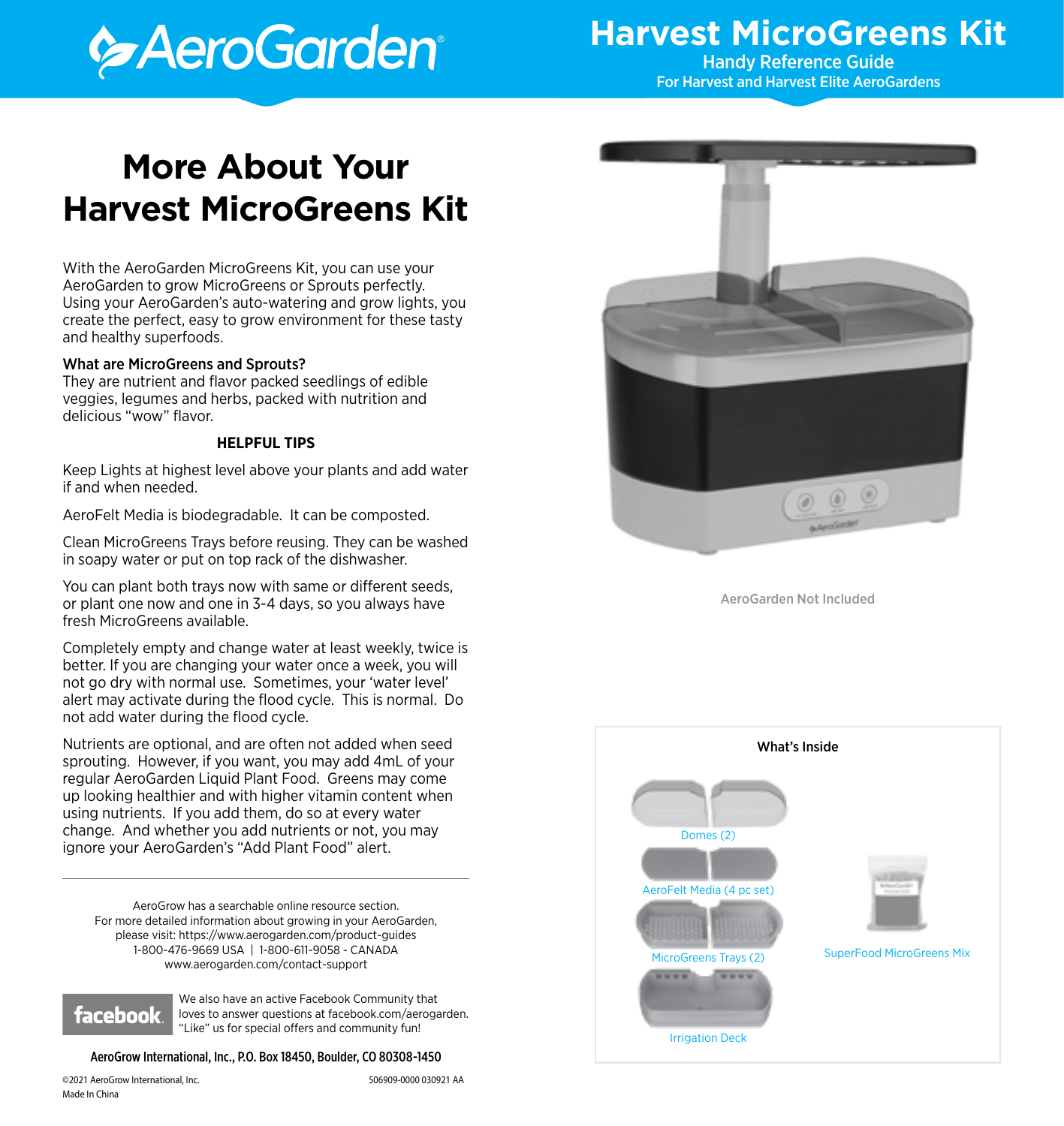# AeroGarden

## Harvest MicroGreens Kit

Handy Reference Guide
For Harvest and Harvest Elite AeroGardens

# More About Your Harvest MicroGreens Kit

With the AeroGarden MicroGreens Kit, you can use your AeroGarden to grow MicroGreens or Sprouts perfectly. Using your AeroGarden's auto-watering and grow lights, you create the perfect, easy to grow environment for these tasty and healthy superfoods.

**What are MicroGreens and Sprouts?**
They are nutrient and flavor packed seedlings of edible veggies, legumes and herbs, packed with nutrition and delicious "wow" flavor.

**HELPFUL TIPS**

Keep Lights at highest level above your plants and add water if and when needed.

AeroFelt Media is biodegradable. It can be composted.

Clean MicroGreens Trays before reusing. They can be washed in soapy water or put on top rack of the dishwasher.

You can plant both trays now with same or different seeds, or plant one now and one in 3-4 days, so you always have fresh MicroGreens available.

Completely empty and change water at least weekly, twice is better. If you are changing your water once a week, you will not go dry with normal use. Sometimes, your 'water level' alert may activate during the flood cycle. This is normal. Do not add water during the flood cycle.

Nutrients are optional, and are often not added when seed sprouting. However, if you want, you may add 4mL of your regular AeroGarden Liquid Plant Food. Greens may come up looking healthier and with higher vitamin content when using nutrients. If you add them, do so at every water change. And whether you add nutrients or not, you may ignore your AeroGarden's "Add Plant Food" alert.

---

AeroGrow has a searchable online resource section.
For more detailed information about growing in your AeroGarden, please visit: https://www.aerogarden.com/product-guides
1-800-476-9669 USA | 1-800-611-9058 - CANADA
www.aerogarden.com/contact-support

facebook — We also have an active Facebook Community that loves to answer questions at facebook.com/aerogarden. "Like" us for special offers and community fun!

**AeroGrow International, Inc., P.O. Box 18450, Boulder, CO 80308-1450**

©2021 AeroGrow International, Inc.
Made In China

506909-0000 030921 AA

AeroGarden Not Included

**What's Inside**

- Domes (2)
- AeroFelt Media (4 pc set)
- MicroGreens Trays (2)
- Irrigation Deck
- SuperFood MicroGreens Mix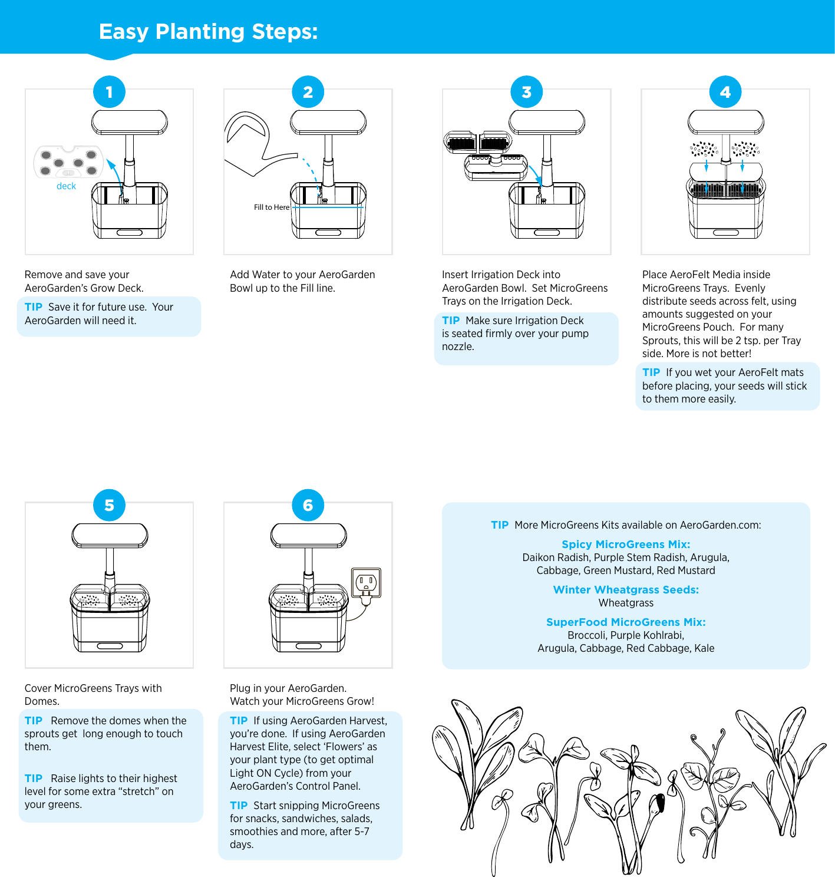# Easy Planting Steps:

## 1

deck

Remove and save your AeroGarden's Grow Deck.

**TIP** Save it for future use. Your AeroGarden will need it.

## 2

Fill to Here

Add Water to your AeroGarden Bowl up to the Fill line.

## 3

Insert Irrigation Deck into AeroGarden Bowl. Set MicroGreens Trays on the Irrigation Deck.

**TIP** Make sure Irrigation Deck is seated firmly over your pump nozzle.

## 4

Place AeroFelt Media inside MicroGreens Trays. Evenly distribute seeds across felt, using amounts suggested on your MicroGreens Pouch. For many Sprouts, this will be 2 tsp. per Tray side. More is not better!

**TIP** If you wet your AeroFelt mats before placing, your seeds will stick to them more easily.

## 5

Cover MicroGreens Trays with Domes.

**TIP** Remove the domes when the sprouts get long enough to touch them.

**TIP** Raise lights to their highest level for some extra "stretch" on your greens.

## 6

Plug in your AeroGarden. Watch your MicroGreens Grow!

**TIP** If using AeroGarden Harvest, you're done. If using AeroGarden Harvest Elite, select 'Flowers' as your plant type (to get optimal Light ON Cycle) from your AeroGarden's Control Panel.

**TIP** Start snipping MicroGreens for snacks, sandwiches, salads, smoothies and more, after 5-7 days.

---

**TIP** More MicroGreens Kits available on AeroGarden.com:

**Spicy MicroGreens Mix:**
Daikon Radish, Purple Stem Radish, Arugula, Cabbage, Green Mustard, Red Mustard

**Winter Wheatgrass Seeds:**
Wheatgrass

**SuperFood MicroGreens Mix:**
Broccoli, Purple Kohlrabi, Arugula, Cabbage, Red Cabbage, Kale